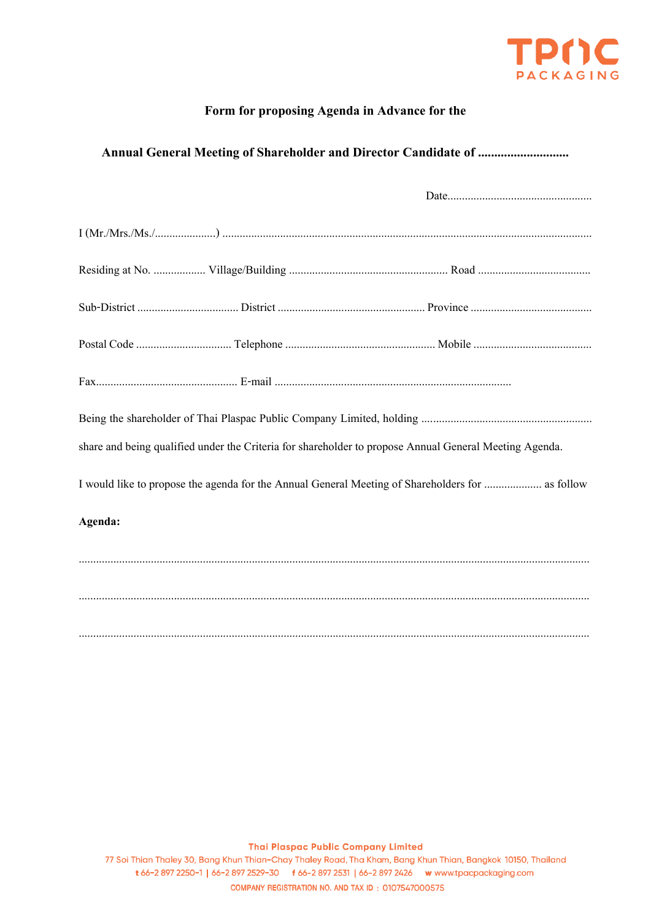**Form for proposing Agenda in Advance for the**

**Annual General Meeting of Shareholder and Director Candidate of ..........................**

Date..................................................

I (Mr./Mrs./Ms./.....................) ...............................................................................................................................

Residing at No. .................. Village/Building ....................................................... Road .......................................

Sub-District ................................... District ................................................... Province ..........................................

Postal Code ................................ Telephone .................................................... Mobile .........................................

Fax................................................. E-mail ..................................................................................

Being the shareholder of Thai Plaspac Public Company Limited, holding ...........................................................

share and being qualified under the Criteria for shareholder to propose Annual General Meeting Agenda.

I would like to propose the agenda for the Annual General Meeting of Shareholders for .................... as follow

**Agenda:**

.............................................................................................................................................................

.............................................................................................................................................................

.............................................................................................................................................................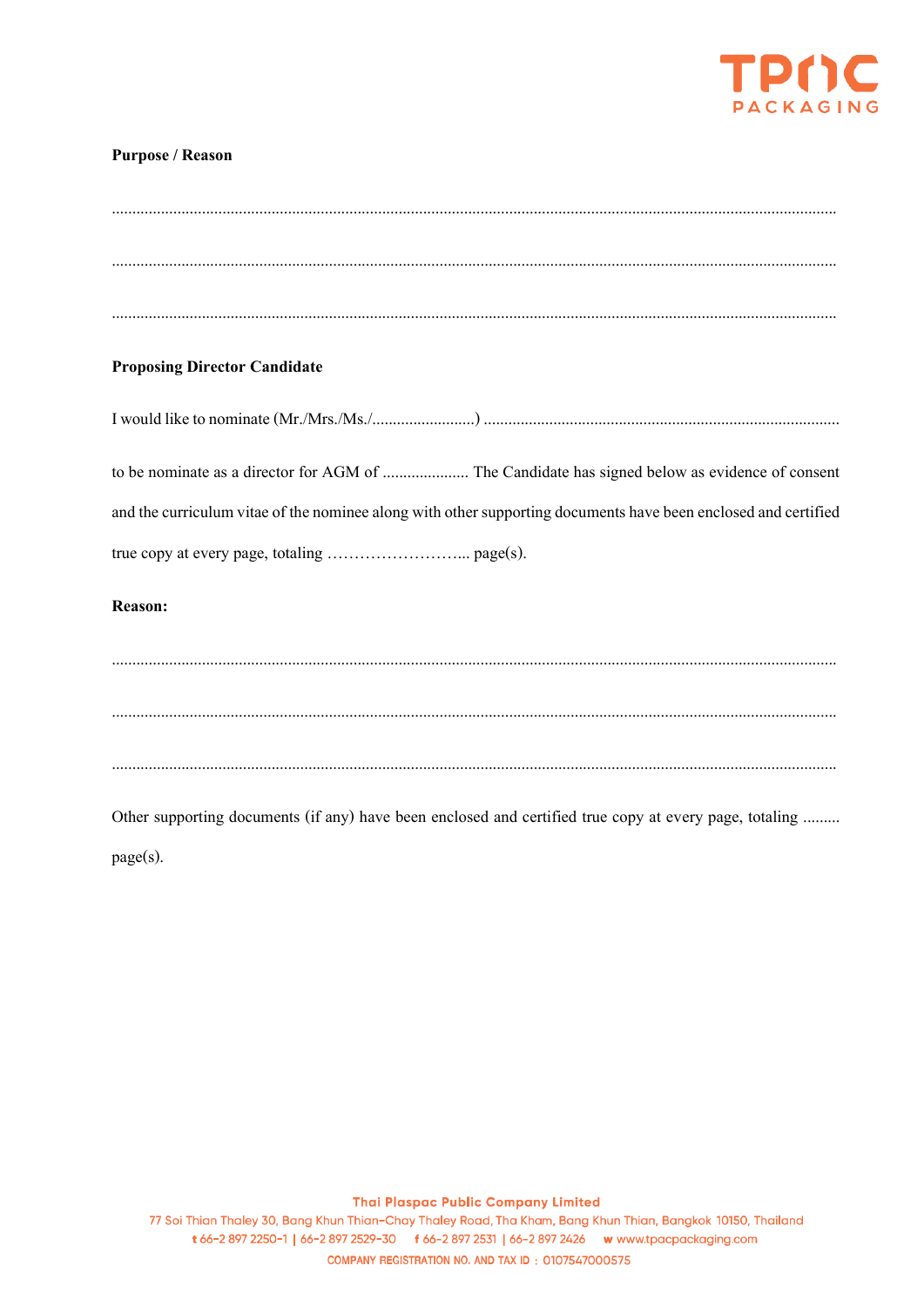**Purpose / Reason**

..............................................................................................................................................................

..............................................................................................................................................................

..............................................................................................................................................................

**Proposing Director Candidate**

I would like to nominate (Mr./Mrs./Ms./.........................) ......................................................................................

to be nominate as a director for AGM of ..................... The Candidate has signed below as evidence of consent and the curriculum vitae of the nominee along with other supporting documents have been enclosed and certified true copy at every page, totaling ……………………... page(s).

**Reason:**

..............................................................................................................................................................

..............................................................................................................................................................

..............................................................................................................................................................

Other supporting documents (if any) have been enclosed and certified true copy at every page, totaling ......... page(s).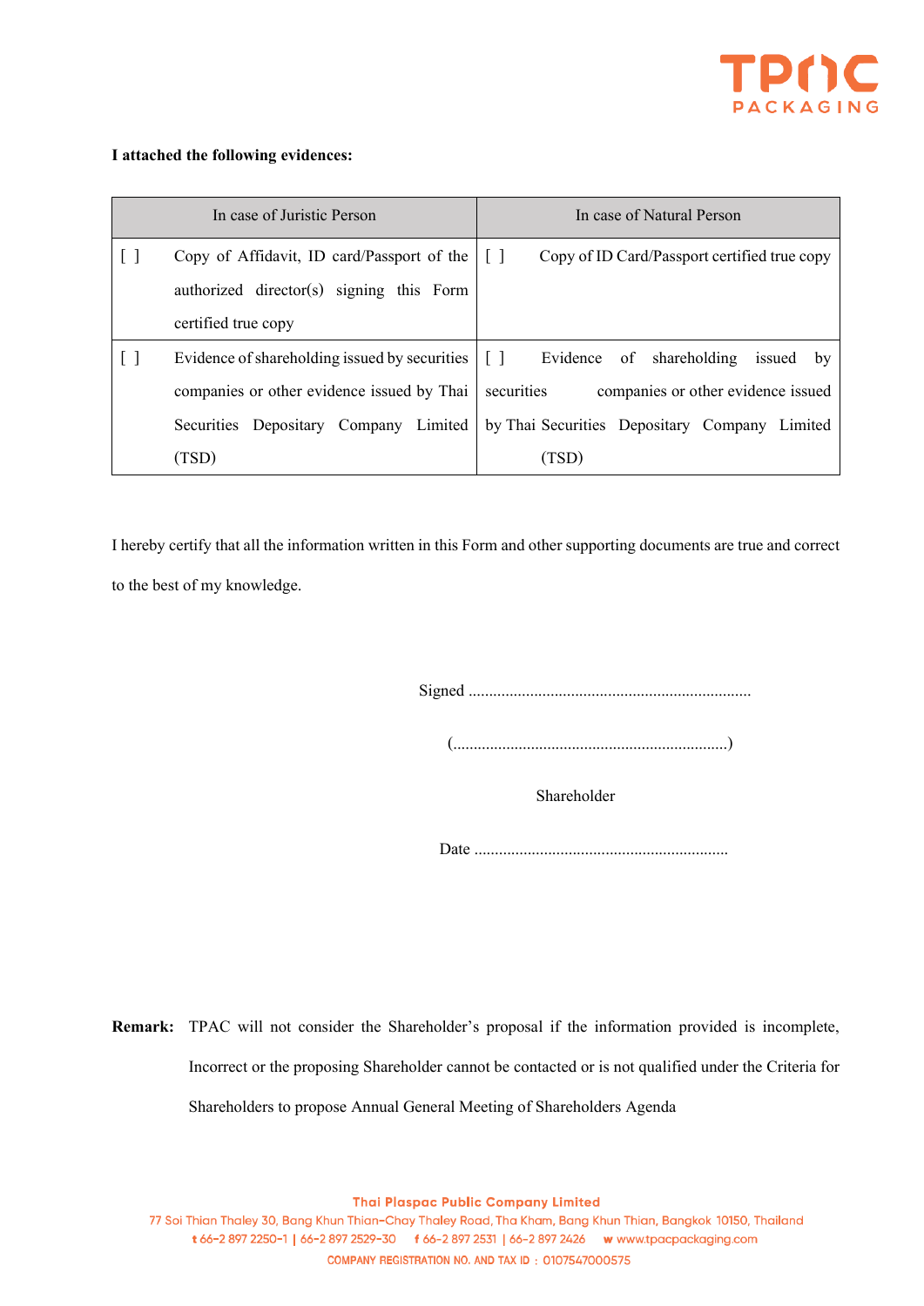**I attached the following evidences:**

| In case of Juristic Person | In case of Natural Person |
|---|---|
| [ ] Copy of Affidavit, ID card/Passport of the authorized director(s) signing this Form certified true copy | [ ] Copy of ID Card/Passport certified true copy |
| [ ] Evidence of shareholding issued by securities companies or other evidence issued by Thai Securities Depositary Company Limited (TSD) | [ ] Evidence of shareholding issued by securities companies or other evidence issued by Thai Securities Depositary Company Limited (TSD) |

I hereby certify that all the information written in this Form and other supporting documents are true and correct to the best of my knowledge.

Signed ....................................................................

(..................................................................)

Shareholder

Date .............................................................

**Remark:** TPAC will not consider the Shareholder's proposal if the information provided is incomplete, Incorrect or the proposing Shareholder cannot be contacted or is not qualified under the Criteria for Shareholders to propose Annual General Meeting of Shareholders Agenda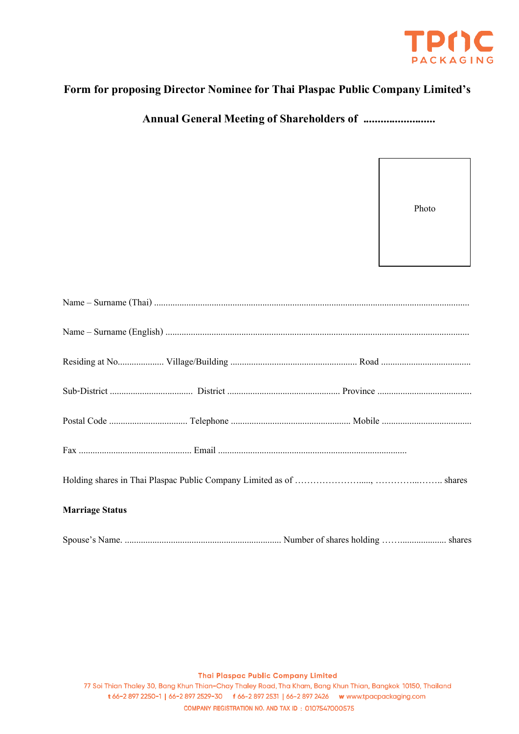# Form for proposing Director Nominee for Thai Plaspac Public Company Limited's

## Annual General Meeting of Shareholders of .........................

Photo

Name – Surname (Thai) ........................................................................................................................................

Name – Surname (English) ...................................................................................................................................

Residing at No.................... Village/Building ....................................................... Road .......................................

Sub-District .................................... District ................................................. Province .........................................

Postal Code .................................. Telephone .................................................... Mobile .......................................

Fax ................................................. Email ..................................................................................

Holding shares in Thai Plaspac Public Company Limited as of ……………………....., …………....…….. shares

**Marriage Status**

Spouse's Name. .................................................................... Number of shares holding ……..................... shares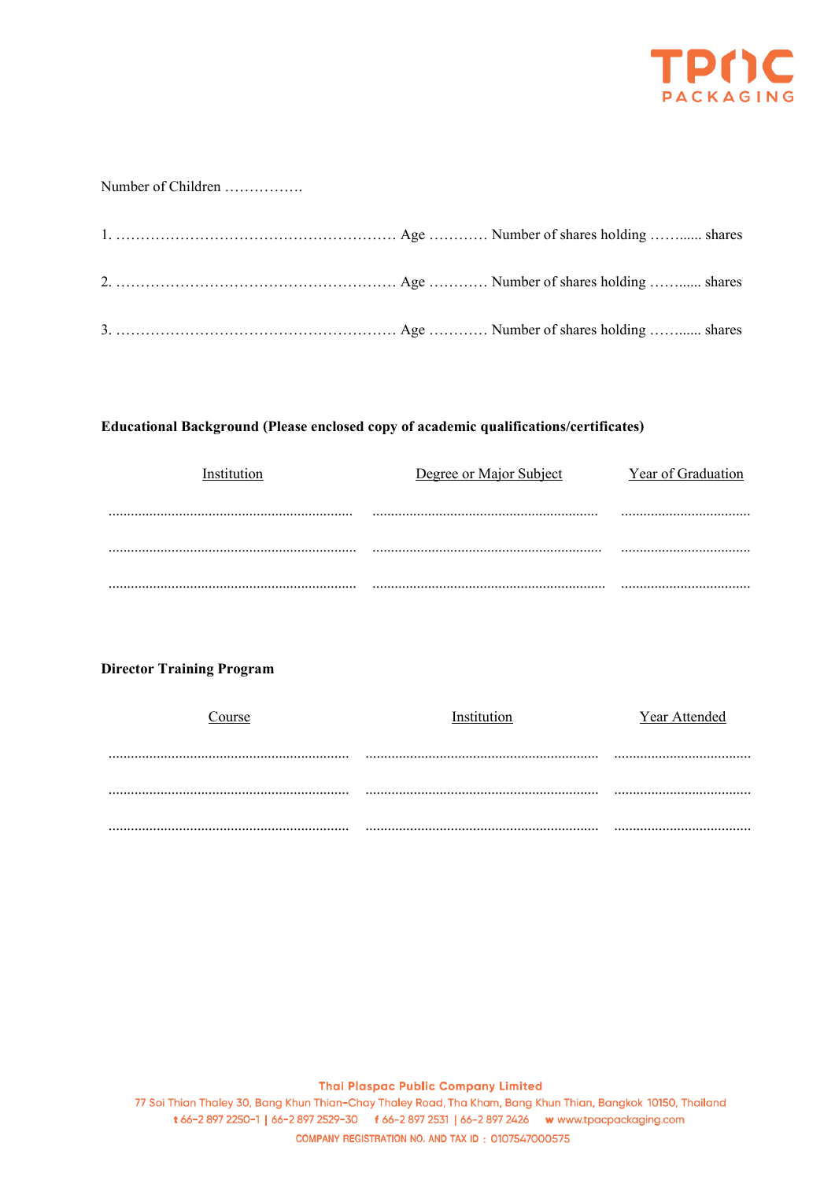Number of Children …………….

1. ………………………………………………… Age ………… Number of shares holding ……...... shares

2. ………………………………………………… Age ………… Number of shares holding ……...... shares

3. ………………………………………………… Age ………… Number of shares holding ……...... shares

**Educational Background (Please enclosed copy of academic qualifications/certificates)**

| Institution | Degree or Major Subject | Year of Graduation |
|---|---|---|
| ................................................................. | ............................................................. | ................................... |
| ................................................................. | ............................................................. | ................................... |
| ................................................................. | ............................................................. | ................................... |

**Director Training Program**

| Course | Institution | Year Attended |
|---|---|---|
| ................................................................. | ............................................................... | ..................................... |
| ................................................................. | ............................................................... | ..................................... |
| ................................................................. | ............................................................... | ..................................... |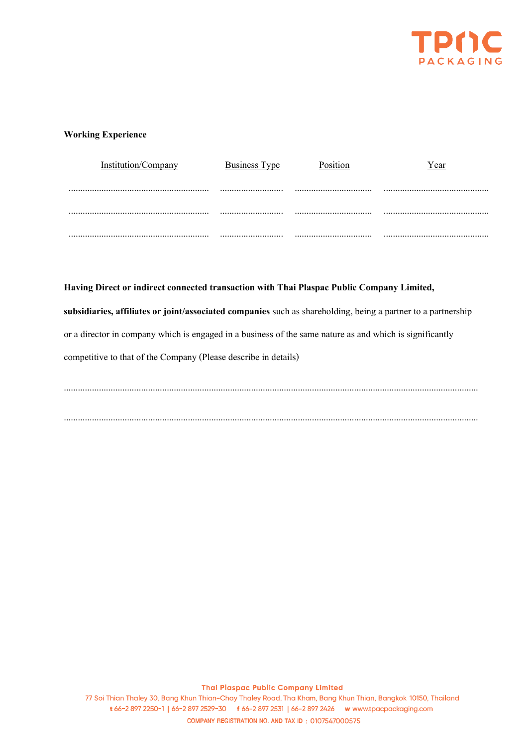**Working Experience**

| Institution/Company | Business Type | Position | Year |
|---|---|---|---|
| ........................................................... | ........................... | ................................. | ............................................. |
| ........................................................... | ........................... | ................................. | ............................................. |
| ........................................................... | ........................... | ................................. | ............................................. |

**Having Direct or indirect connected transaction with Thai Plaspac Public Company Limited, subsidiaries, affiliates or joint/associated companies** such as shareholding, being a partner to a partnership or a director in company which is engaged in a business of the same nature as and which is significantly competitive to that of the Company (Please describe in details)

..............................................................................................................................................................

..............................................................................................................................................................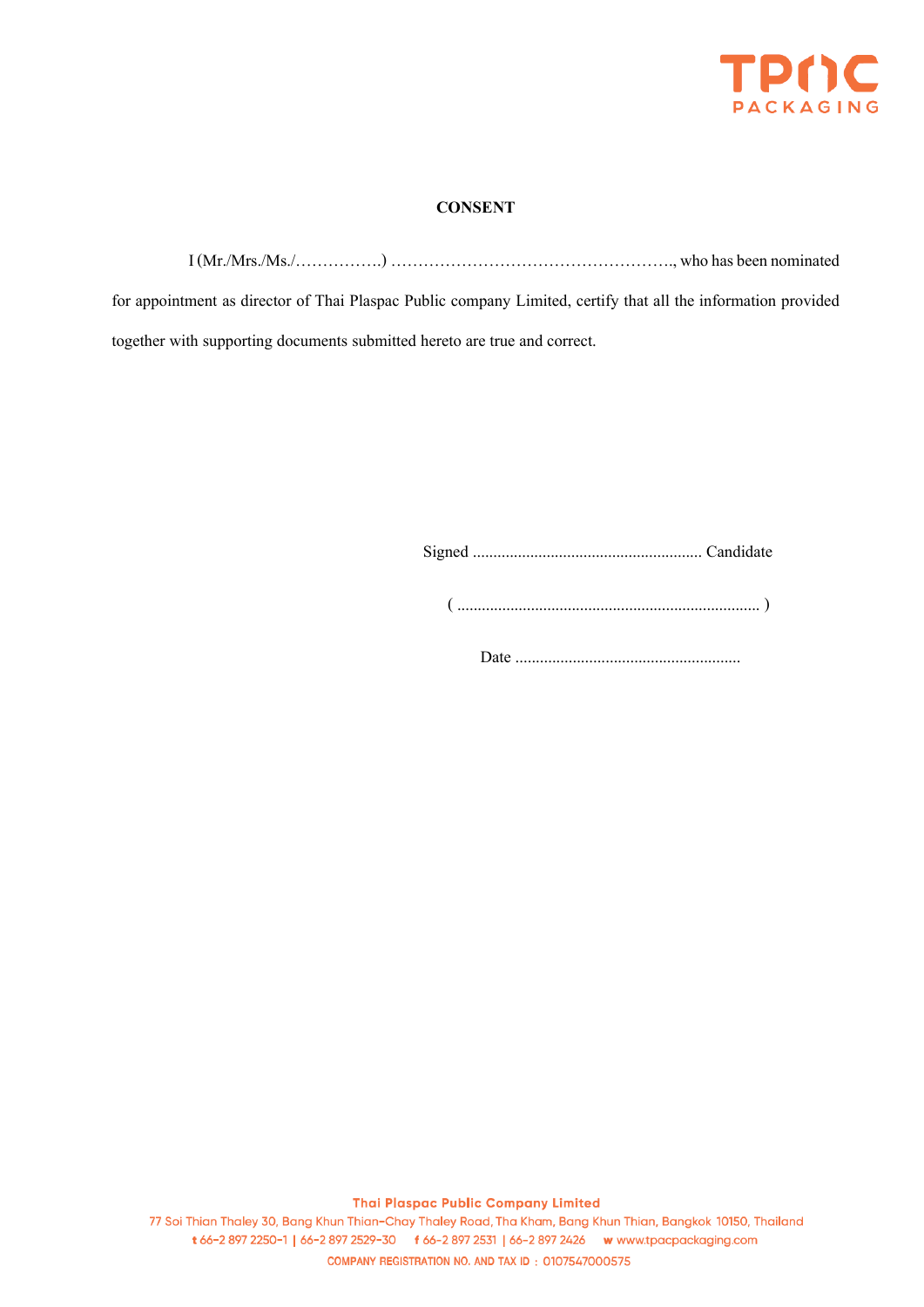# CONSENT

I (Mr./Mrs./Ms./…………….) ……………………………………………., who has been nominated for appointment as director of Thai Plaspac Public company Limited, certify that all the information provided together with supporting documents submitted hereto are true and correct.

Signed ........................................................ Candidate

( .......................................................................... )

Date .......................................................